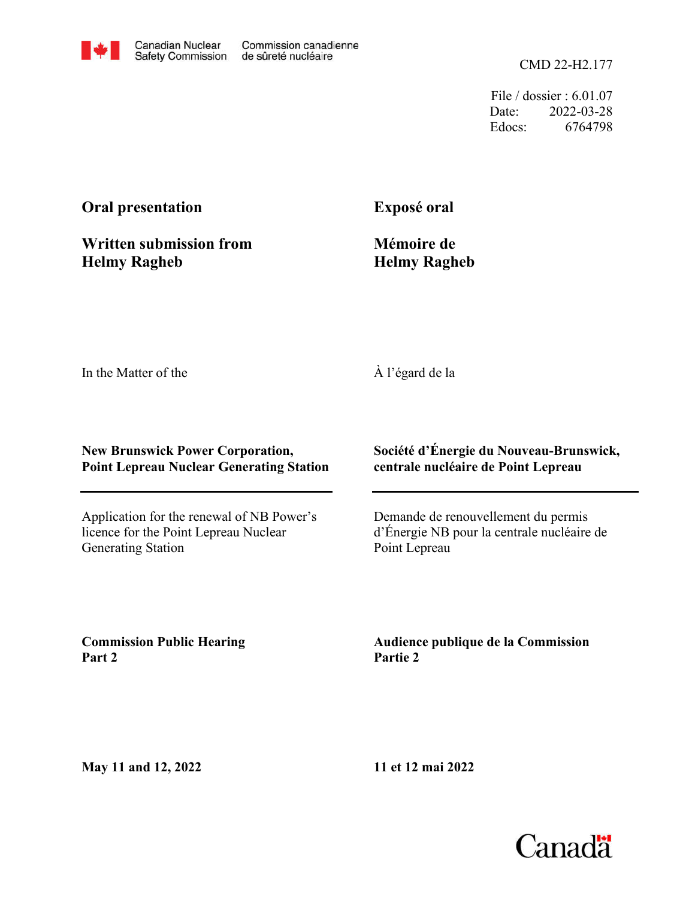Canadian Nuclear Safety Commission — Commission canadienne de sûreté nucléaire

CMD 22-H2.177

File / dossier : 6.01.07
Date: 2022-03-28
Edocs: 6764798

**Oral presentation**

**Written submission from Helmy Ragheb**

**Exposé oral**

**Mémoire de Helmy Ragheb**

In the Matter of the

À l'égard de la

**New Brunswick Power Corporation, Point Lepreau Nuclear Generating Station**

**Société d'Énergie du Nouveau-Brunswick, centrale nucléaire de Point Lepreau**

Application for the renewal of NB Power's licence for the Point Lepreau Nuclear Generating Station

Demande de renouvellement du permis d'Énergie NB pour la centrale nucléaire de Point Lepreau

**Commission Public Hearing Part 2**

**Audience publique de la Commission Partie 2**

**May 11 and 12, 2022**

**11 et 12 mai 2022**

Canada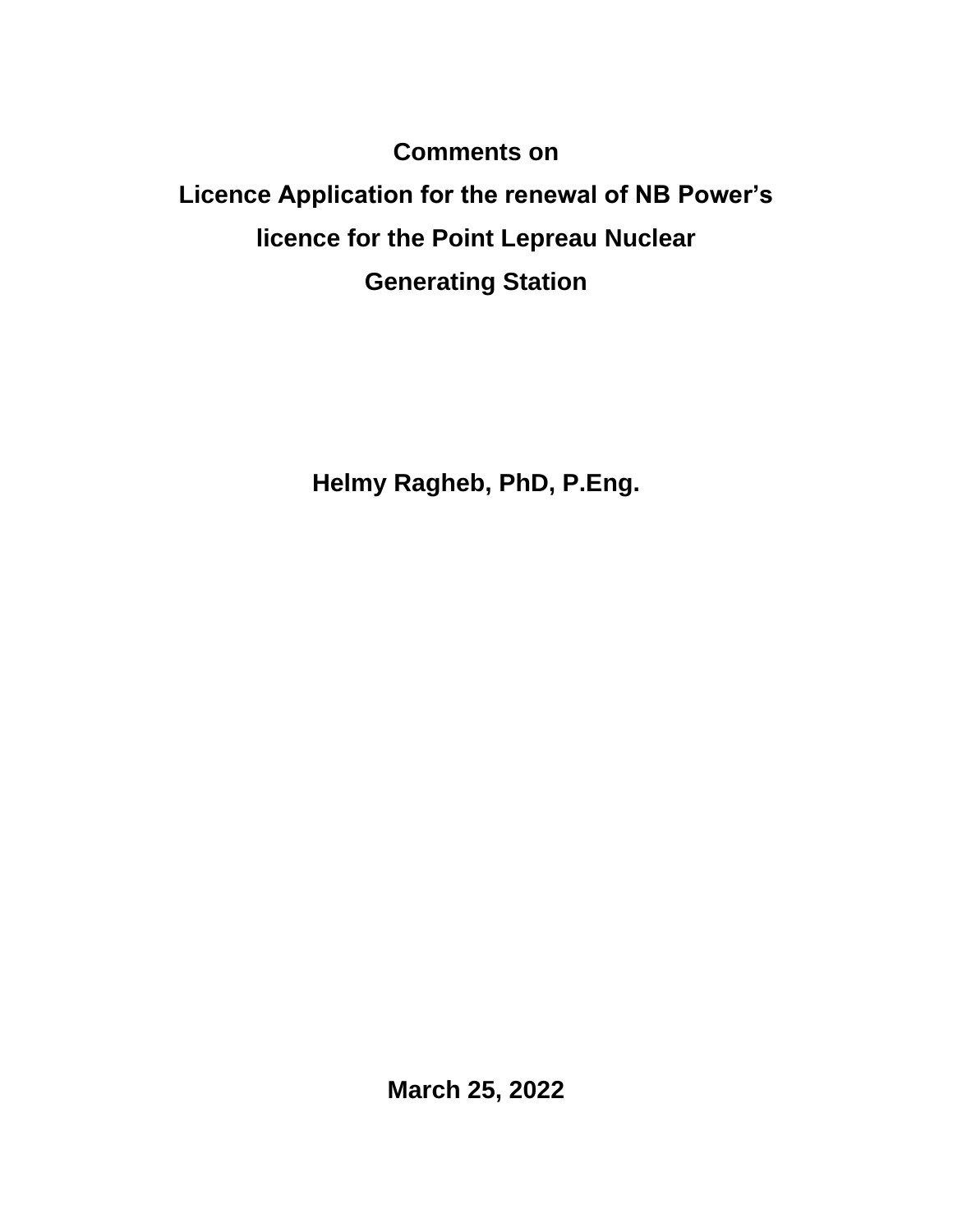# Comments on
# Licence Application for the renewal of NB Power's licence for the Point Lepreau Nuclear Generating Station

**Helmy Ragheb, PhD, P.Eng.**

**March 25, 2022**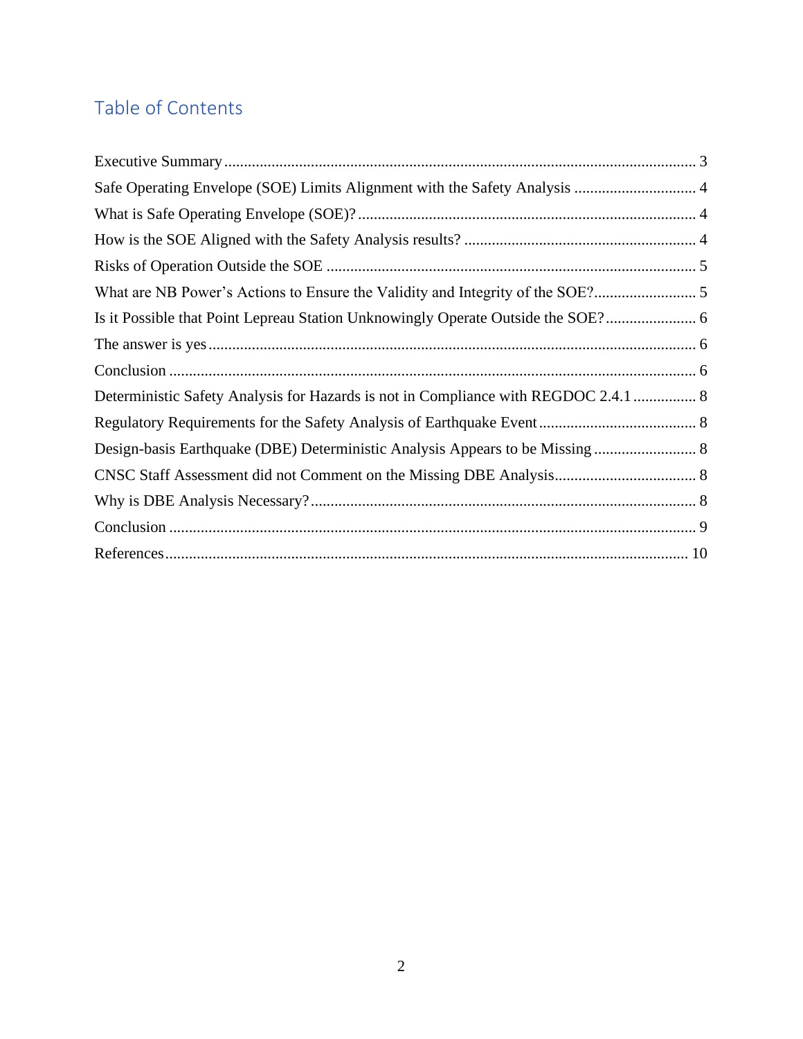# Table of Contents

Executive Summary ........................................................................................................................ 3

Safe Operating Envelope (SOE) Limits Alignment with the Safety Analysis ............................... 4

What is Safe Operating Envelope (SOE)? ..................................................................................... 4

How is the SOE Aligned with the Safety Analysis results? .......................................................... 4

Risks of Operation Outside the SOE ............................................................................................. 5

What are NB Power's Actions to Ensure the Validity and Integrity of the SOE? .......................... 5

Is it Possible that Point Lepreau Station Unknowingly Operate Outside the SOE? ....................... 6

The answer is yes ........................................................................................................................... 6

Conclusion ..................................................................................................................................... 6

Deterministic Safety Analysis for Hazards is not in Compliance with REGDOC 2.4.1 ................ 8

Regulatory Requirements for the Safety Analysis of Earthquake Event ........................................ 8

Design-basis Earthquake (DBE) Deterministic Analysis Appears to be Missing .......................... 8

CNSC Staff Assessment did not Comment on the Missing DBE Analysis .................................... 8

Why is DBE Analysis Necessary? .................................................................................................. 8

Conclusion ..................................................................................................................................... 9

References .................................................................................................................................... 10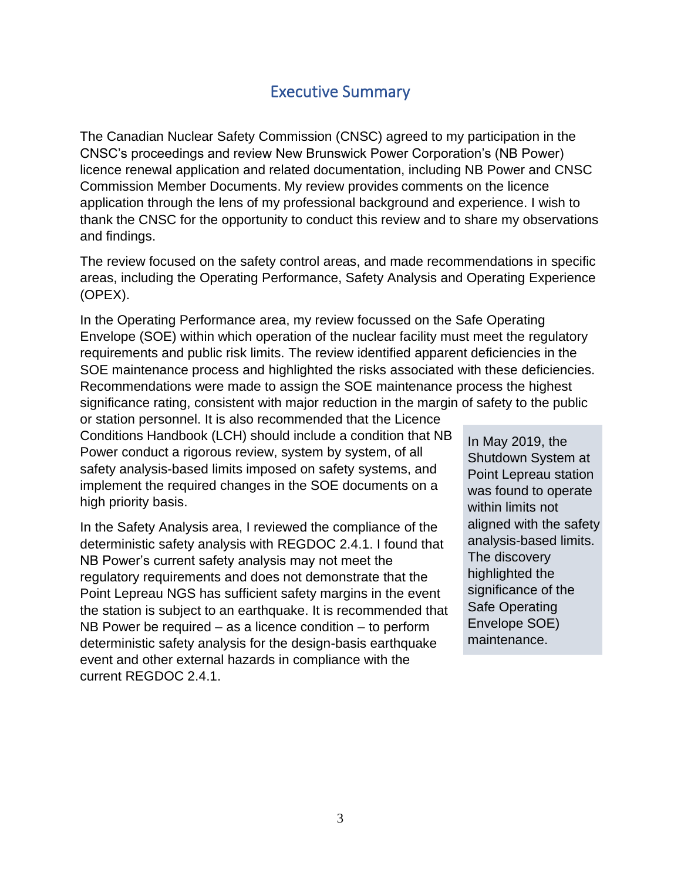## Executive Summary

The Canadian Nuclear Safety Commission (CNSC) agreed to my participation in the CNSC's proceedings and review New Brunswick Power Corporation's (NB Power) licence renewal application and related documentation, including NB Power and CNSC Commission Member Documents. My review provides comments on the licence application through the lens of my professional background and experience. I wish to thank the CNSC for the opportunity to conduct this review and to share my observations and findings.

The review focused on the safety control areas, and made recommendations in specific areas, including the Operating Performance, Safety Analysis and Operating Experience (OPEX).

In the Operating Performance area, my review focussed on the Safe Operating Envelope (SOE) within which operation of the nuclear facility must meet the regulatory requirements and public risk limits. The review identified apparent deficiencies in the SOE maintenance process and highlighted the risks associated with these deficiencies. Recommendations were made to assign the SOE maintenance process the highest significance rating, consistent with major reduction in the margin of safety to the public or station personnel. It is also recommended that the Licence Conditions Handbook (LCH) should include a condition that NB Power conduct a rigorous review, system by system, of all safety analysis-based limits imposed on safety systems, and implement the required changes in the SOE documents on a high priority basis.

> In May 2019, the Shutdown System at Point Lepreau station was found to operate within limits not aligned with the safety analysis-based limits. The discovery highlighted the significance of the Safe Operating Envelope SOE) maintenance.

In the Safety Analysis area, I reviewed the compliance of the deterministic safety analysis with REGDOC 2.4.1. I found that NB Power's current safety analysis may not meet the regulatory requirements and does not demonstrate that the Point Lepreau NGS has sufficient safety margins in the event the station is subject to an earthquake. It is recommended that NB Power be required – as a licence condition – to perform deterministic safety analysis for the design-basis earthquake event and other external hazards in compliance with the current REGDOC 2.4.1.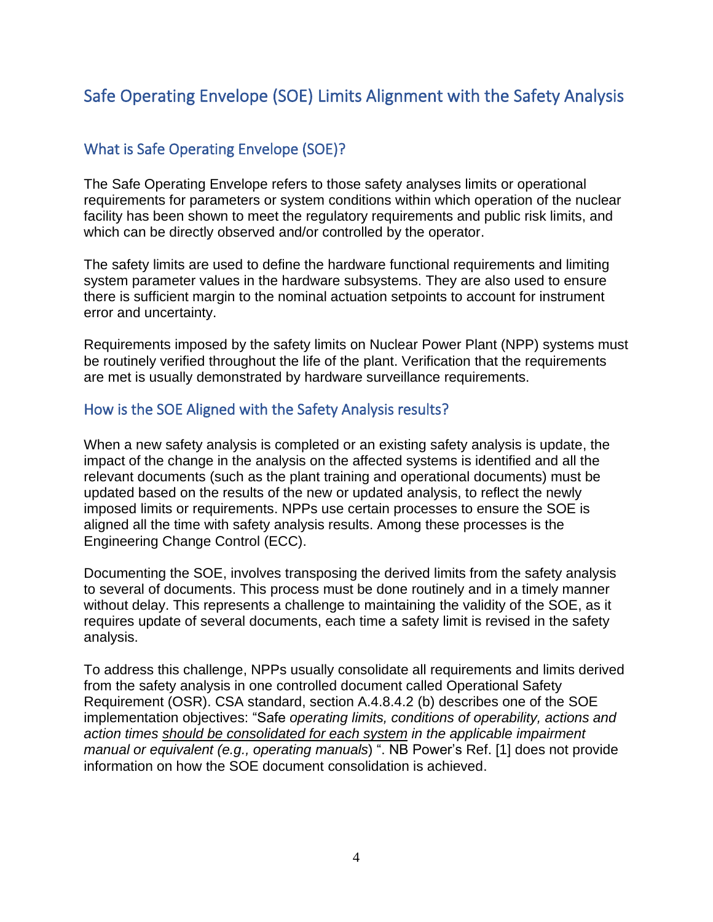# Safe Operating Envelope (SOE) Limits Alignment with the Safety Analysis

## What is Safe Operating Envelope (SOE)?

The Safe Operating Envelope refers to those safety analyses limits or operational requirements for parameters or system conditions within which operation of the nuclear facility has been shown to meet the regulatory requirements and public risk limits, and which can be directly observed and/or controlled by the operator.

The safety limits are used to define the hardware functional requirements and limiting system parameter values in the hardware subsystems. They are also used to ensure there is sufficient margin to the nominal actuation setpoints to account for instrument error and uncertainty.

Requirements imposed by the safety limits on Nuclear Power Plant (NPP) systems must be routinely verified throughout the life of the plant. Verification that the requirements are met is usually demonstrated by hardware surveillance requirements.

## How is the SOE Aligned with the Safety Analysis results?

When a new safety analysis is completed or an existing safety analysis is update, the impact of the change in the analysis on the affected systems is identified and all the relevant documents (such as the plant training and operational documents) must be updated based on the results of the new or updated analysis, to reflect the newly imposed limits or requirements. NPPs use certain processes to ensure the SOE is aligned all the time with safety analysis results. Among these processes is the Engineering Change Control (ECC).

Documenting the SOE, involves transposing the derived limits from the safety analysis to several of documents. This process must be done routinely and in a timely manner without delay. This represents a challenge to maintaining the validity of the SOE, as it requires update of several documents, each time a safety limit is revised in the safety analysis.

To address this challenge, NPPs usually consolidate all requirements and limits derived from the safety analysis in one controlled document called Operational Safety Requirement (OSR). CSA standard, section A.4.8.4.2 (b) describes one of the SOE implementation objectives: "Safe *operating limits, conditions of operability, actions and action times* <u>*should be consolidated for each system*</u> *in the applicable impairment manual or equivalent (e.g., operating manuals*) ". NB Power's Ref. [1] does not provide information on how the SOE document consolidation is achieved.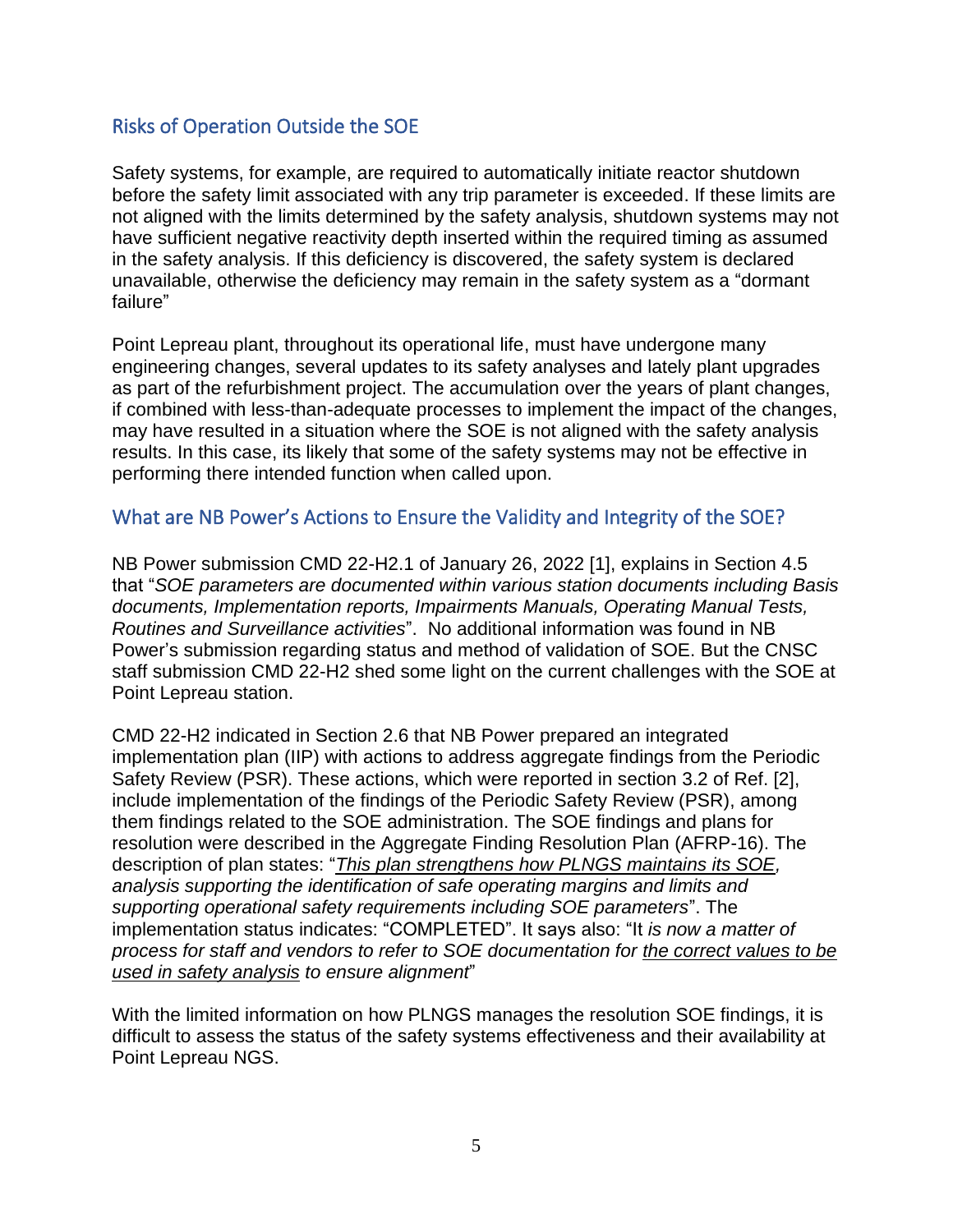## Risks of Operation Outside the SOE

Safety systems, for example, are required to automatically initiate reactor shutdown before the safety limit associated with any trip parameter is exceeded. If these limits are not aligned with the limits determined by the safety analysis, shutdown systems may not have sufficient negative reactivity depth inserted within the required timing as assumed in the safety analysis. If this deficiency is discovered, the safety system is declared unavailable, otherwise the deficiency may remain in the safety system as a "dormant failure"

Point Lepreau plant, throughout its operational life, must have undergone many engineering changes, several updates to its safety analyses and lately plant upgrades as part of the refurbishment project. The accumulation over the years of plant changes, if combined with less-than-adequate processes to implement the impact of the changes, may have resulted in a situation where the SOE is not aligned with the safety analysis results. In this case, its likely that some of the safety systems may not be effective in performing there intended function when called upon.

## What are NB Power's Actions to Ensure the Validity and Integrity of the SOE?

NB Power submission CMD 22-H2.1 of January 26, 2022 [1], explains in Section 4.5 that "*SOE parameters are documented within various station documents including Basis documents, Implementation reports, Impairments Manuals, Operating Manual Tests, Routines and Surveillance activities*". No additional information was found in NB Power's submission regarding status and method of validation of SOE. But the CNSC staff submission CMD 22-H2 shed some light on the current challenges with the SOE at Point Lepreau station.

CMD 22-H2 indicated in Section 2.6 that NB Power prepared an integrated implementation plan (IIP) with actions to address aggregate findings from the Periodic Safety Review (PSR). These actions, which were reported in section 3.2 of Ref. [2], include implementation of the findings of the Periodic Safety Review (PSR), among them findings related to the SOE administration. The SOE findings and plans for resolution were described in the Aggregate Finding Resolution Plan (AFRP-16). The description of plan states: "*<u>This plan strengthens how PLNGS maintains its SOE</u>, analysis supporting the identification of safe operating margins and limits and supporting operational safety requirements including SOE parameters*". The implementation status indicates: "COMPLETED". It says also: "It *is now a matter of process for staff and vendors to refer to SOE documentation for <u>the correct values to be used in safety analysis</u> to ensure alignment*"

With the limited information on how PLNGS manages the resolution SOE findings, it is difficult to assess the status of the safety systems effectiveness and their availability at Point Lepreau NGS.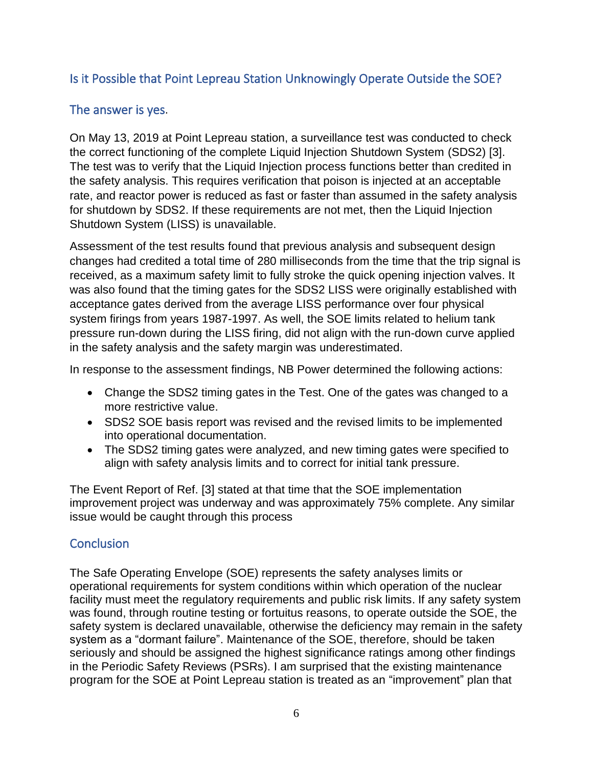## Is it Possible that Point Lepreau Station Unknowingly Operate Outside the SOE?

## The answer is yes.

On May 13, 2019 at Point Lepreau station, a surveillance test was conducted to check the correct functioning of the complete Liquid Injection Shutdown System (SDS2) [3]. The test was to verify that the Liquid Injection process functions better than credited in the safety analysis. This requires verification that poison is injected at an acceptable rate, and reactor power is reduced as fast or faster than assumed in the safety analysis for shutdown by SDS2. If these requirements are not met, then the Liquid Injection Shutdown System (LISS) is unavailable.

Assessment of the test results found that previous analysis and subsequent design changes had credited a total time of 280 milliseconds from the time that the trip signal is received, as a maximum safety limit to fully stroke the quick opening injection valves. It was also found that the timing gates for the SDS2 LISS were originally established with acceptance gates derived from the average LISS performance over four physical system firings from years 1987-1997. As well, the SOE limits related to helium tank pressure run-down during the LISS firing, did not align with the run-down curve applied in the safety analysis and the safety margin was underestimated.

In response to the assessment findings, NB Power determined the following actions:

- Change the SDS2 timing gates in the Test. One of the gates was changed to a more restrictive value.
- SDS2 SOE basis report was revised and the revised limits to be implemented into operational documentation.
- The SDS2 timing gates were analyzed, and new timing gates were specified to align with safety analysis limits and to correct for initial tank pressure.

The Event Report of Ref. [3] stated at that time that the SOE implementation improvement project was underway and was approximately 75% complete. Any similar issue would be caught through this process

## Conclusion

The Safe Operating Envelope (SOE) represents the safety analyses limits or operational requirements for system conditions within which operation of the nuclear facility must meet the regulatory requirements and public risk limits. If any safety system was found, through routine testing or fortuitus reasons, to operate outside the SOE, the safety system is declared unavailable, otherwise the deficiency may remain in the safety system as a "dormant failure". Maintenance of the SOE, therefore, should be taken seriously and should be assigned the highest significance ratings among other findings in the Periodic Safety Reviews (PSRs). I am surprised that the existing maintenance program for the SOE at Point Lepreau station is treated as an "improvement" plan that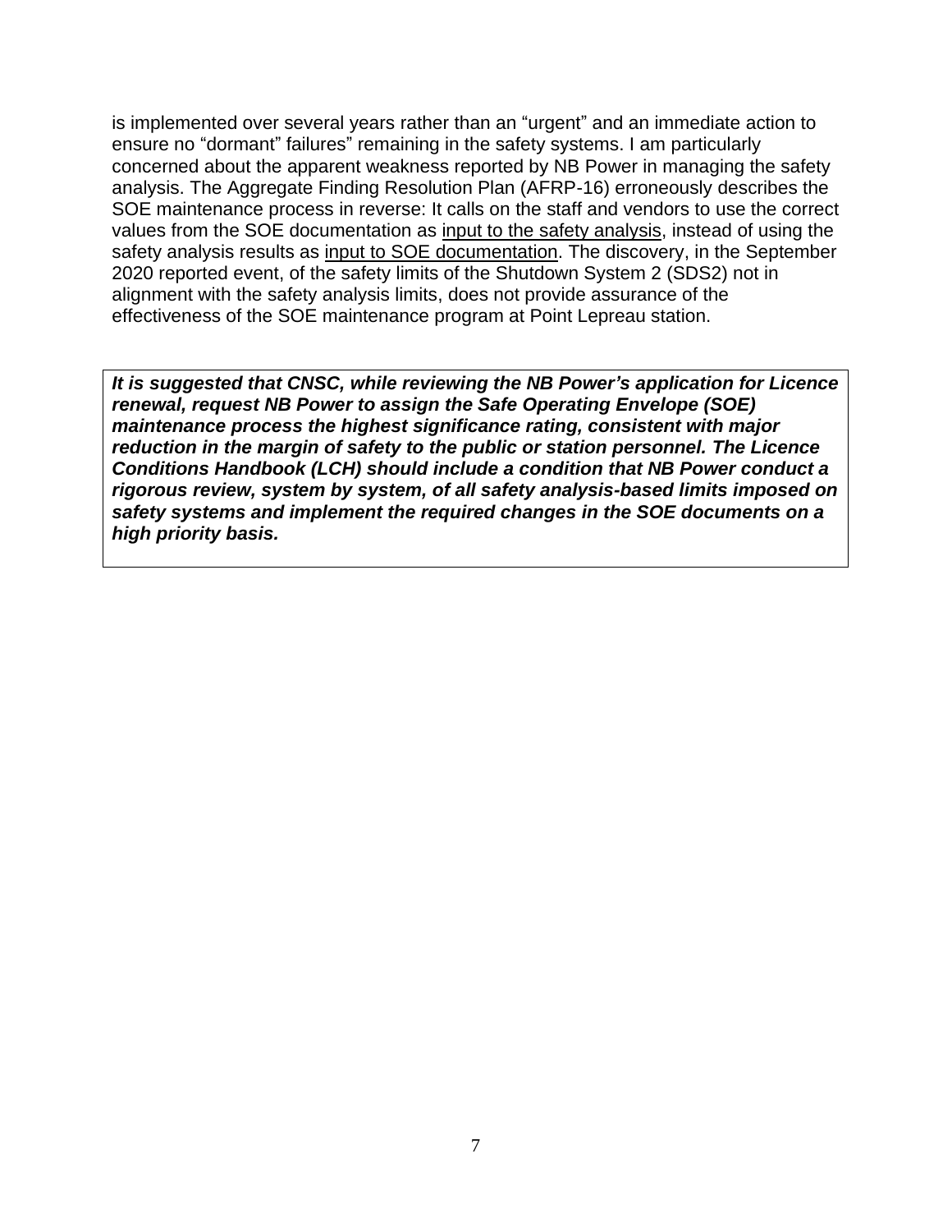is implemented over several years rather than an "urgent" and an immediate action to ensure no "dormant" failures" remaining in the safety systems. I am particularly concerned about the apparent weakness reported by NB Power in managing the safety analysis. The Aggregate Finding Resolution Plan (AFRP-16) erroneously describes the SOE maintenance process in reverse: It calls on the staff and vendors to use the correct values from the SOE documentation as <u>input to the safety analysis</u>, instead of using the safety analysis results as <u>input to SOE documentation</u>. The discovery, in the September 2020 reported event, of the safety limits of the Shutdown System 2 (SDS2) not in alignment with the safety analysis limits, does not provide assurance of the effectiveness of the SOE maintenance program at Point Lepreau station.

***It is suggested that CNSC, while reviewing the NB Power's application for Licence renewal, request NB Power to assign the Safe Operating Envelope (SOE) maintenance process the highest significance rating, consistent with major reduction in the margin of safety to the public or station personnel. The Licence Conditions Handbook (LCH) should include a condition that NB Power conduct a rigorous review, system by system, of all safety analysis-based limits imposed on safety systems and implement the required changes in the SOE documents on a high priority basis.***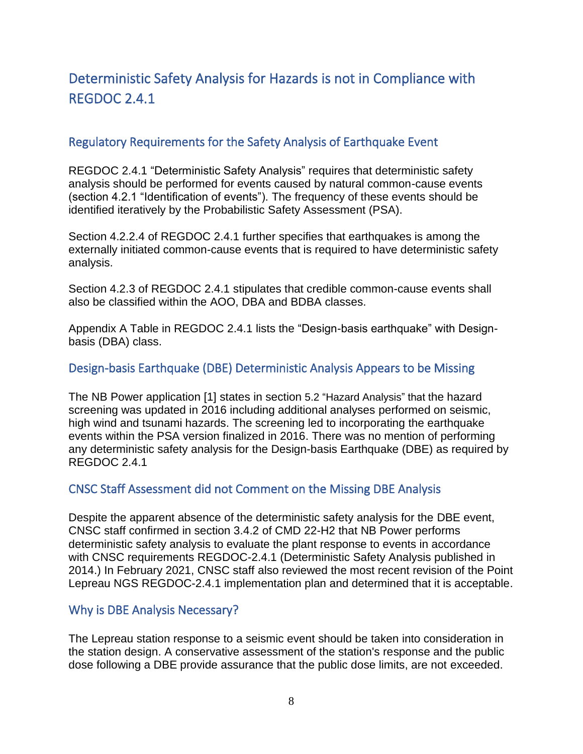# Deterministic Safety Analysis for Hazards is not in Compliance with REGDOC 2.4.1

## Regulatory Requirements for the Safety Analysis of Earthquake Event

REGDOC 2.4.1 "Deterministic Safety Analysis" requires that deterministic safety analysis should be performed for events caused by natural common-cause events (section 4.2.1 "Identification of events"). The frequency of these events should be identified iteratively by the Probabilistic Safety Assessment (PSA).

Section 4.2.2.4 of REGDOC 2.4.1 further specifies that earthquakes is among the externally initiated common-cause events that is required to have deterministic safety analysis.

Section 4.2.3 of REGDOC 2.4.1 stipulates that credible common-cause events shall also be classified within the AOO, DBA and BDBA classes.

Appendix A Table in REGDOC 2.4.1 lists the "Design-basis earthquake" with Design-basis (DBA) class.

## Design-basis Earthquake (DBE) Deterministic Analysis Appears to be Missing

The NB Power application [1] states in section 5.2 "Hazard Analysis" that the hazard screening was updated in 2016 including additional analyses performed on seismic, high wind and tsunami hazards. The screening led to incorporating the earthquake events within the PSA version finalized in 2016. There was no mention of performing any deterministic safety analysis for the Design-basis Earthquake (DBE) as required by REGDOC 2.4.1

## CNSC Staff Assessment did not Comment on the Missing DBE Analysis

Despite the apparent absence of the deterministic safety analysis for the DBE event, CNSC staff confirmed in section 3.4.2 of CMD 22-H2 that NB Power performs deterministic safety analysis to evaluate the plant response to events in accordance with CNSC requirements REGDOC-2.4.1 (Deterministic Safety Analysis published in 2014.) In February 2021, CNSC staff also reviewed the most recent revision of the Point Lepreau NGS REGDOC-2.4.1 implementation plan and determined that it is acceptable.

## Why is DBE Analysis Necessary?

The Lepreau station response to a seismic event should be taken into consideration in the station design. A conservative assessment of the station's response and the public dose following a DBE provide assurance that the public dose limits, are not exceeded.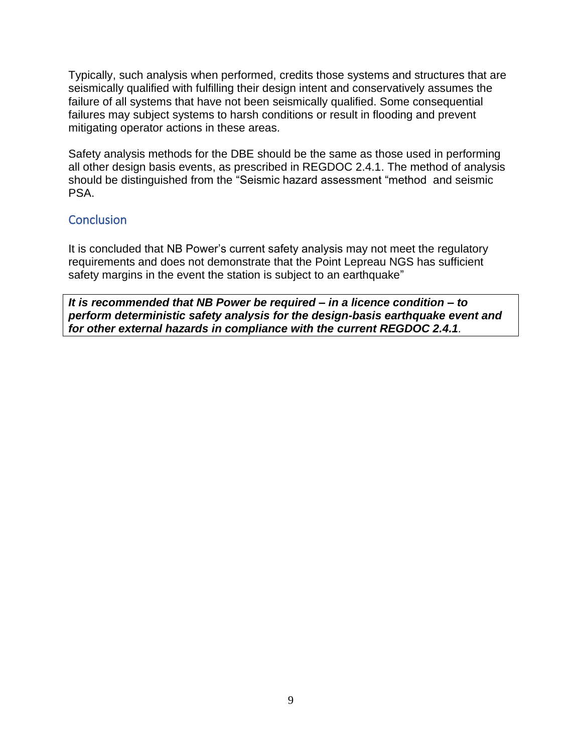Typically, such analysis when performed, credits those systems and structures that are seismically qualified with fulfilling their design intent and conservatively assumes the failure of all systems that have not been seismically qualified. Some consequential failures may subject systems to harsh conditions or result in flooding and prevent mitigating operator actions in these areas.

Safety analysis methods for the DBE should be the same as those used in performing all other design basis events, as prescribed in REGDOC 2.4.1. The method of analysis should be distinguished from the "Seismic hazard assessment "method and seismic PSA.

## Conclusion

It is concluded that NB Power's current safety analysis may not meet the regulatory requirements and does not demonstrate that the Point Lepreau NGS has sufficient safety margins in the event the station is subject to an earthquake"

***It is recommended that NB Power be required – in a licence condition – to perform deterministic safety analysis for the design-basis earthquake event and for other external hazards in compliance with the current REGDOC 2.4.1.***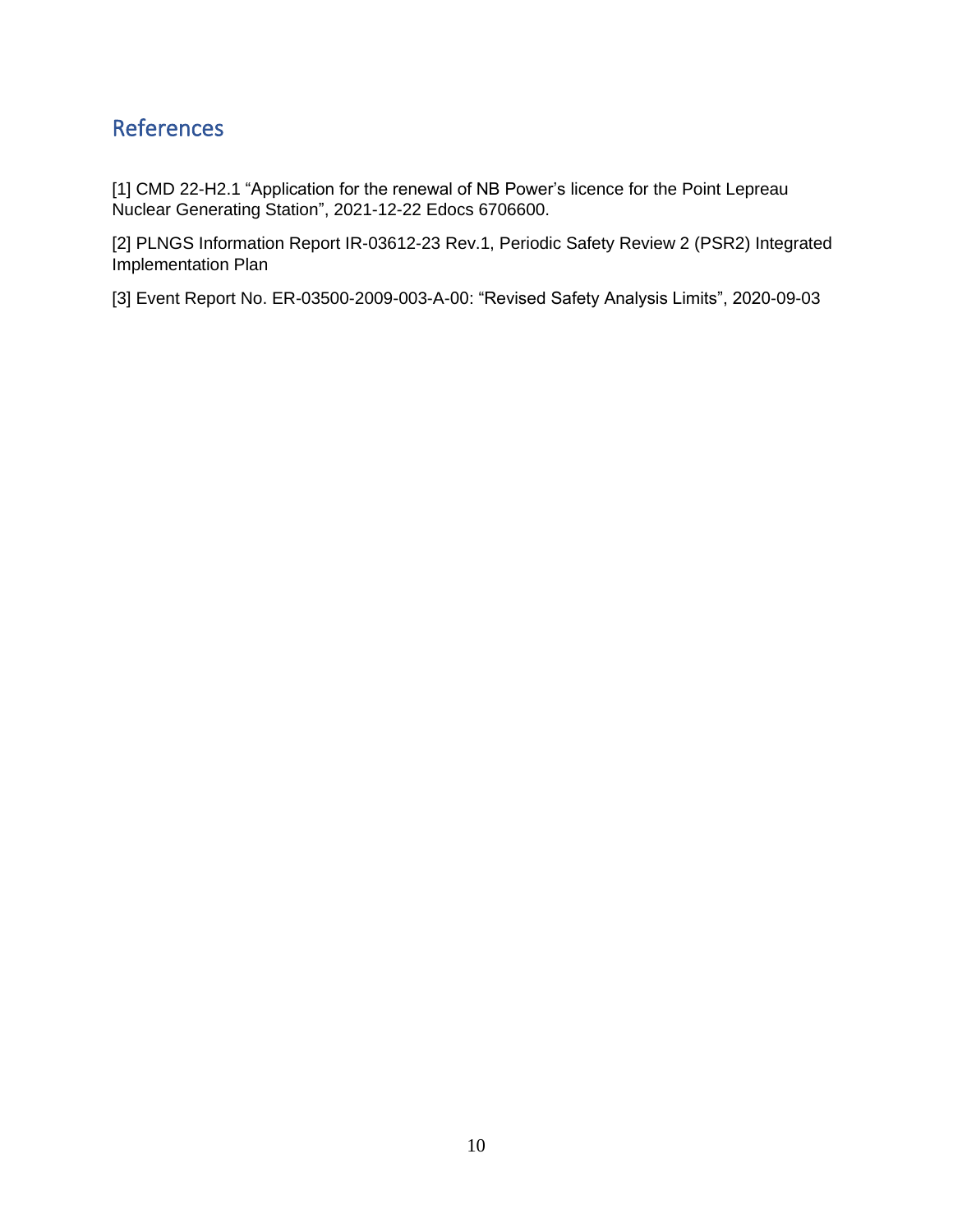## References

[1] CMD 22-H2.1 “Application for the renewal of NB Power’s licence for the Point Lepreau Nuclear Generating Station”, 2021-12-22 Edocs 6706600.

[2] PLNGS Information Report IR-03612-23 Rev.1, Periodic Safety Review 2 (PSR2) Integrated Implementation Plan

[3] Event Report No. ER-03500-2009-003-A-00: “Revised Safety Analysis Limits”, 2020-09-03